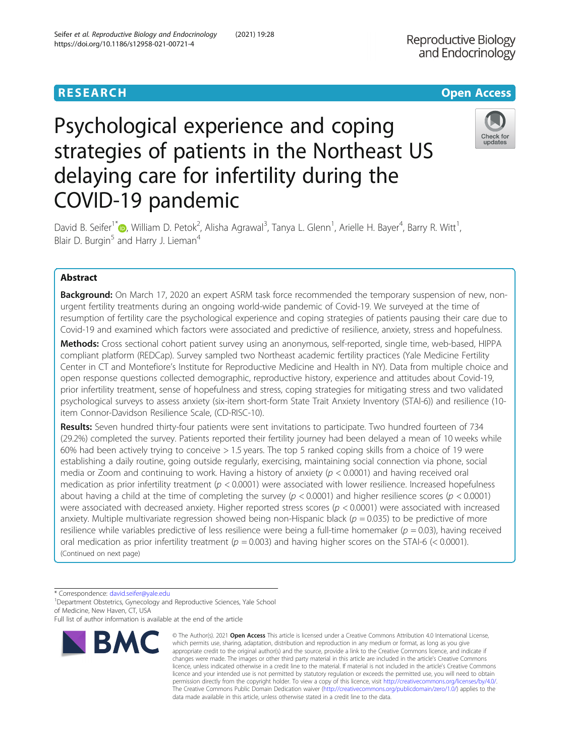RESEARCH

Open Access

# Psychological experience and coping strategies of patients in the Northeast US delaying care for infertility during the COVID-19 pandemic

David B. Seifer[1*], William D. Petok[2], Alisha Agrawal[3], Tanya L. Glenn[1], Arielle H. Bayer[4], Barry R. Witt[1], Blair D. Burgin[5] and Harry J. Lieman[4]

## Abstract

**Background:** On March 17, 2020 an expert ASRM task force recommended the temporary suspension of new, non-urgent fertility treatments during an ongoing world-wide pandemic of Covid-19. We surveyed at the time of resumption of fertility care the psychological experience and coping strategies of patients pausing their care due to Covid-19 and examined which factors were associated and predictive of resilience, anxiety, stress and hopefulness.

**Methods:** Cross sectional cohort patient survey using an anonymous, self-reported, single time, web-based, HIPPA compliant platform (REDCap). Survey sampled two Northeast academic fertility practices (Yale Medicine Fertility Center in CT and Montefiore's Institute for Reproductive Medicine and Health in NY). Data from multiple choice and open response questions collected demographic, reproductive history, experience and attitudes about Covid-19, prior infertility treatment, sense of hopefulness and stress, coping strategies for mitigating stress and two validated psychological surveys to assess anxiety (six-item short-form State Trait Anxiety Inventory (STAI-6)) and resilience (10-item Connor-Davidson Resilience Scale, (CD-RISC-10).

**Results:** Seven hundred thirty-four patients were sent invitations to participate. Two hundred fourteen of 734 (29.2%) completed the survey. Patients reported their fertility journey had been delayed a mean of 10 weeks while 60% had been actively trying to conceive > 1.5 years. The top 5 ranked coping skills from a choice of 19 were establishing a daily routine, going outside regularly, exercising, maintaining social connection via phone, social media or Zoom and continuing to work. Having a history of anxiety ($p < 0.0001$) and having received oral medication as prior infertility treatment ($p < 0.0001$) were associated with lower resilience. Increased hopefulness about having a child at the time of completing the survey ($p < 0.0001$) and higher resilience scores ($p < 0.0001$) were associated with decreased anxiety. Higher reported stress scores ($p < 0.0001$) were associated with increased anxiety. Multiple multivariate regression showed being non-Hispanic black ($p = 0.035$) to be predictive of more resilience while variables predictive of less resilience were being a full-time homemaker ($p = 0.03$), having received oral medication as prior infertility treatment ($p = 0.003$) and having higher scores on the STAI-6 ($< 0.0001$).

(Continued on next page)

* Correspondence: david.seifer@yale.edu

[1]Department Obstetrics, Gynecology and Reproductive Sciences, Yale School of Medicine, New Haven, CT, USA

Full list of author information is available at the end of the article

© The Author(s). 2021 **Open Access** This article is licensed under a Creative Commons Attribution 4.0 International License, which permits use, sharing, adaptation, distribution and reproduction in any medium or format, as long as you give appropriate credit to the original author(s) and the source, provide a link to the Creative Commons licence, and indicate if changes were made. The images or other third party material in this article are included in the article's Creative Commons licence, unless indicated otherwise in a credit line to the material. If material is not included in the article's Creative Commons licence and your intended use is not permitted by statutory regulation or exceeds the permitted use, you will need to obtain permission directly from the copyright holder. To view a copy of this licence, visit http://creativecommons.org/licenses/by/4.0/. The Creative Commons Public Domain Dedication waiver (http://creativecommons.org/publicdomain/zero/1.0/) applies to the data made available in this article, unless otherwise stated in a credit line to the data.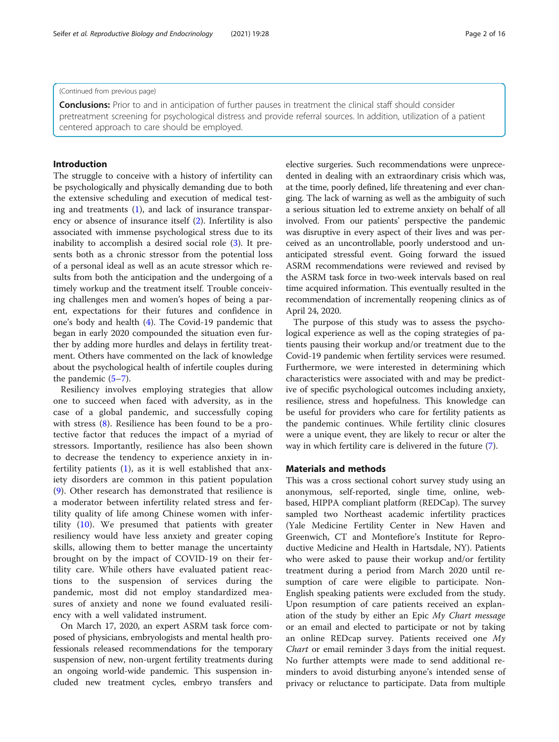(Continued from previous page)

**Conclusions:** Prior to and in anticipation of further pauses in treatment the clinical staff should consider pretreatment screening for psychological distress and provide referral sources. In addition, utilization of a patient centered approach to care should be employed.

## Introduction

The struggle to conceive with a history of infertility can be psychologically and physically demanding due to both the extensive scheduling and execution of medical testing and treatments (1), and lack of insurance transparency or absence of insurance itself (2). Infertility is also associated with immense psychological stress due to its inability to accomplish a desired social role (3). It presents both as a chronic stressor from the potential loss of a personal ideal as well as an acute stressor which results from both the anticipation and the undergoing of a timely workup and the treatment itself. Trouble conceiving challenges men and women's hopes of being a parent, expectations for their futures and confidence in one's body and health (4). The Covid-19 pandemic that began in early 2020 compounded the situation even further by adding more hurdles and delays in fertility treatment. Others have commented on the lack of knowledge about the psychological health of infertile couples during the pandemic (5–7).

Resiliency involves employing strategies that allow one to succeed when faced with adversity, as in the case of a global pandemic, and successfully coping with stress (8). Resilience has been found to be a protective factor that reduces the impact of a myriad of stressors. Importantly, resilience has also been shown to decrease the tendency to experience anxiety in infertility patients (1), as it is well established that anxiety disorders are common in this patient population (9). Other research has demonstrated that resilience is a moderator between infertility related stress and fertility quality of life among Chinese women with infertility (10). We presumed that patients with greater resiliency would have less anxiety and greater coping skills, allowing them to better manage the uncertainty brought on by the impact of COVID-19 on their fertility care. While others have evaluated patient reactions to the suspension of services during the pandemic, most did not employ standardized measures of anxiety and none we found evaluated resiliency with a well validated instrument.

On March 17, 2020, an expert ASRM task force composed of physicians, embryologists and mental health professionals released recommendations for the temporary suspension of new, non-urgent fertility treatments during an ongoing world-wide pandemic. This suspension included new treatment cycles, embryo transfers and elective surgeries. Such recommendations were unprecedented in dealing with an extraordinary crisis which was, at the time, poorly defined, life threatening and ever changing. The lack of warning as well as the ambiguity of such a serious situation led to extreme anxiety on behalf of all involved. From our patients' perspective the pandemic was disruptive in every aspect of their lives and was perceived as an uncontrollable, poorly understood and unanticipated stressful event. Going forward the issued ASRM recommendations were reviewed and revised by the ASRM task force in two-week intervals based on real time acquired information. This eventually resulted in the recommendation of incrementally reopening clinics as of April 24, 2020.

The purpose of this study was to assess the psychological experience as well as the coping strategies of patients pausing their workup and/or treatment due to the Covid-19 pandemic when fertility services were resumed. Furthermore, we were interested in determining which characteristics were associated with and may be predictive of specific psychological outcomes including anxiety, resilience, stress and hopefulness. This knowledge can be useful for providers who care for fertility patients as the pandemic continues. While fertility clinic closures were a unique event, they are likely to recur or alter the way in which fertility care is delivered in the future (7).

## Materials and methods

This was a cross sectional cohort survey study using an anonymous, self-reported, single time, online, web-based, HIPPA compliant platform (REDCap). The survey sampled two Northeast academic infertility practices (Yale Medicine Fertility Center in New Haven and Greenwich, CT and Montefiore's Institute for Reproductive Medicine and Health in Hartsdale, NY). Patients who were asked to pause their workup and/or fertility treatment during a period from March 2020 until resumption of care were eligible to participate. Non-English speaking patients were excluded from the study. Upon resumption of care patients received an explanation of the study by either an Epic *My Chart message* or an email and elected to participate or not by taking an online REDcap survey. Patients received one *My Chart* or email reminder 3 days from the initial request. No further attempts were made to send additional reminders to avoid disturbing anyone's intended sense of privacy or reluctance to participate. Data from multiple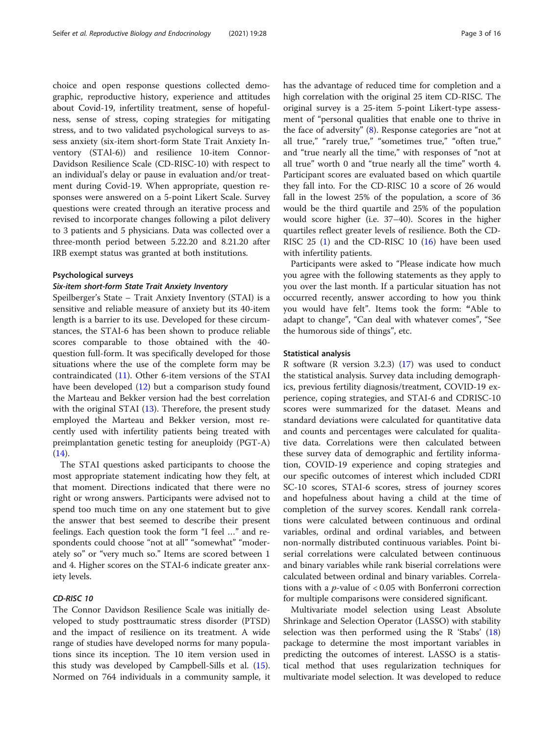choice and open response questions collected demographic, reproductive history, experience and attitudes about Covid-19, infertility treatment, sense of hopefulness, sense of stress, coping strategies for mitigating stress, and to two validated psychological surveys to assess anxiety (six-item short-form State Trait Anxiety Inventory (STAI-6)) and resilience 10-item Connor-Davidson Resilience Scale (CD-RISC-10) with respect to an individual's delay or pause in evaluation and/or treatment during Covid-19. When appropriate, question responses were answered on a 5-point Likert Scale. Survey questions were created through an iterative process and revised to incorporate changes following a pilot delivery to 3 patients and 5 physicians. Data was collected over a three-month period between 5.22.20 and 8.21.20 after IRB exempt status was granted at both institutions.

### Psychological surveys

#### *Six-item short-form State Trait Anxiety Inventory*

Speilberger's State – Trait Anxiety Inventory (STAI) is a sensitive and reliable measure of anxiety but its 40-item length is a barrier to its use. Developed for these circumstances, the STAI-6 has been shown to produce reliable scores comparable to those obtained with the 40-question full-form. It was specifically developed for those situations where the use of the complete form may be contraindicated (11). Other 6-item versions of the STAI have been developed (12) but a comparison study found the Marteau and Bekker version had the best correlation with the original STAI (13). Therefore, the present study employed the Marteau and Bekker version, most recently used with infertility patients being treated with preimplantation genetic testing for aneuploidy (PGT-A) (14).

The STAI questions asked participants to choose the most appropriate statement indicating how they felt, at that moment. Directions indicated that there were no right or wrong answers. Participants were advised not to spend too much time on any one statement but to give the answer that best seemed to describe their present feelings. Each question took the form "I feel …" and respondents could choose "not at all" "somewhat" "moderately so" or "very much so." Items are scored between 1 and 4. Higher scores on the STAI-6 indicate greater anxiety levels.

#### *CD-RISC 10*

The Connor Davidson Resilience Scale was initially developed to study posttraumatic stress disorder (PTSD) and the impact of resilience on its treatment. A wide range of studies have developed norms for many populations since its inception. The 10 item version used in this study was developed by Campbell-Sills et al. (15). Normed on 764 individuals in a community sample, it has the advantage of reduced time for completion and a high correlation with the original 25 item CD-RISC. The original survey is a 25-item 5-point Likert-type assessment of "personal qualities that enable one to thrive in the face of adversity" (8). Response categories are "not at all true," "rarely true," "sometimes true," "often true," and "true nearly all the time," with responses of "not at all true" worth 0 and "true nearly all the time" worth 4. Participant scores are evaluated based on which quartile they fall into. For the CD-RISC 10 a score of 26 would fall in the lowest 25% of the population, a score of 36 would be the third quartile and 25% of the population would score higher (i.e. 37–40). Scores in the higher quartiles reflect greater levels of resilience. Both the CD-RISC 25 (1) and the CD-RISC 10 (16) have been used with infertility patients.

Participants were asked to "Please indicate how much you agree with the following statements as they apply to you over the last month. If a particular situation has not occurred recently, answer according to how you think you would have felt". Items took the form: "Able to adapt to change", "Can deal with whatever comes", "See the humorous side of things", etc.

### Statistical analysis

R software (R version 3.2.3) (17) was used to conduct the statistical analysis. Survey data including demographics, previous fertility diagnosis/treatment, COVID-19 experience, coping strategies, and STAI-6 and CDRISC-10 scores were summarized for the dataset. Means and standard deviations were calculated for quantitative data and counts and percentages were calculated for qualitative data. Correlations were then calculated between these survey data of demographic and fertility information, COVID-19 experience and coping strategies and our specific outcomes of interest which included CDRI SC-10 scores, STAI-6 scores, stress of journey scores and hopefulness about having a child at the time of completion of the survey scores. Kendall rank correlations were calculated between continuous and ordinal variables, ordinal and ordinal variables, and between non-normally distributed continuous variables. Point biserial correlations were calculated between continuous and binary variables while rank biserial correlations were calculated between ordinal and binary variables. Correlations with a $p$-value of $< 0.05$ with Bonferroni correction for multiple comparisons were considered significant.

Multivariate model selection using Least Absolute Shrinkage and Selection Operator (LASSO) with stability selection was then performed using the R 'Stabs' (18) package to determine the most important variables in predicting the outcomes of interest. LASSO is a statistical method that uses regularization techniques for multivariate model selection. It was developed to reduce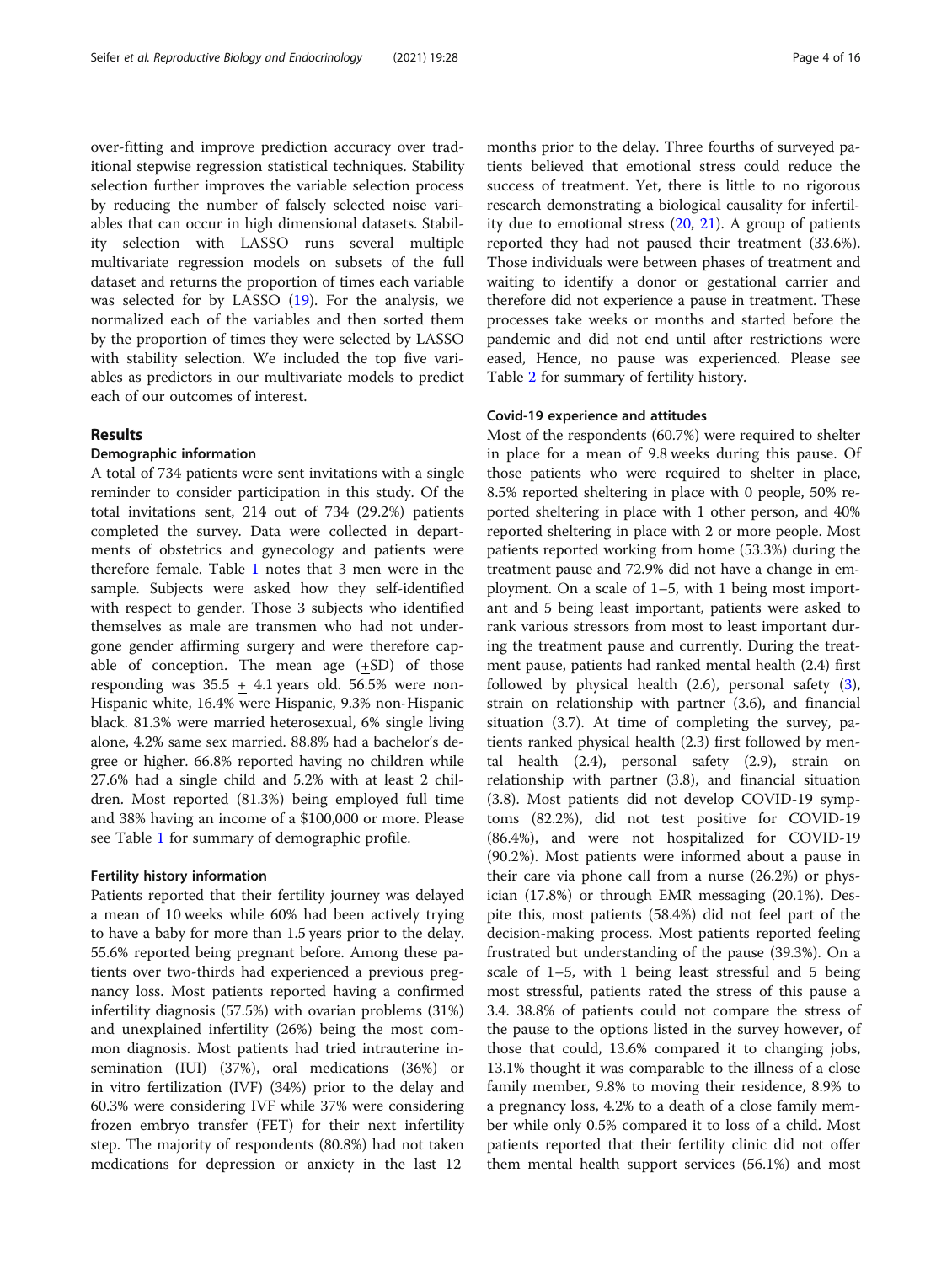over-fitting and improve prediction accuracy over traditional stepwise regression statistical techniques. Stability selection further improves the variable selection process by reducing the number of falsely selected noise variables that can occur in high dimensional datasets. Stability selection with LASSO runs several multiple multivariate regression models on subsets of the full dataset and returns the proportion of times each variable was selected for by LASSO (19). For the analysis, we normalized each of the variables and then sorted them by the proportion of times they were selected by LASSO with stability selection. We included the top five variables as predictors in our multivariate models to predict each of our outcomes of interest.

## Results

### Demographic information

A total of 734 patients were sent invitations with a single reminder to consider participation in this study. Of the total invitations sent, 214 out of 734 (29.2%) patients completed the survey. Data were collected in departments of obstetrics and gynecology and patients were therefore female. Table 1 notes that 3 men were in the sample. Subjects were asked how they self-identified with respect to gender. Those 3 subjects who identified themselves as male are transmen who had not undergone gender affirming surgery and were therefore capable of conception. The mean age (±SD) of those responding was 35.5 ± 4.1 years old. 56.5% were non-Hispanic white, 16.4% were Hispanic, 9.3% non-Hispanic black. 81.3% were married heterosexual, 6% single living alone, 4.2% same sex married. 88.8% had a bachelor's degree or higher. 66.8% reported having no children while 27.6% had a single child and 5.2% with at least 2 children. Most reported (81.3%) being employed full time and 38% having an income of a $100,000 or more. Please see Table 1 for summary of demographic profile.

### Fertility history information

Patients reported that their fertility journey was delayed a mean of 10 weeks while 60% had been actively trying to have a baby for more than 1.5 years prior to the delay. 55.6% reported being pregnant before. Among these patients over two-thirds had experienced a previous pregnancy loss. Most patients reported having a confirmed infertility diagnosis (57.5%) with ovarian problems (31%) and unexplained infertility (26%) being the most common diagnosis. Most patients had tried intrauterine insemination (IUI) (37%), oral medications (36%) or in vitro fertilization (IVF) (34%) prior to the delay and 60.3% were considering IVF while 37% were considering frozen embryo transfer (FET) for their next infertility step. The majority of respondents (80.8%) had not taken medications for depression or anxiety in the last 12 months prior to the delay. Three fourths of surveyed patients believed that emotional stress could reduce the success of treatment. Yet, there is little to no rigorous research demonstrating a biological causality for infertility due to emotional stress (20, 21). A group of patients reported they had not paused their treatment (33.6%). Those individuals were between phases of treatment and waiting to identify a donor or gestational carrier and therefore did not experience a pause in treatment. These processes take weeks or months and started before the pandemic and did not end until after restrictions were eased, Hence, no pause was experienced. Please see Table 2 for summary of fertility history.

### Covid-19 experience and attitudes

Most of the respondents (60.7%) were required to shelter in place for a mean of 9.8 weeks during this pause. Of those patients who were required to shelter in place, 8.5% reported sheltering in place with 0 people, 50% reported sheltering in place with 1 other person, and 40% reported sheltering in place with 2 or more people. Most patients reported working from home (53.3%) during the treatment pause and 72.9% did not have a change in employment. On a scale of 1–5, with 1 being most important and 5 being least important, patients were asked to rank various stressors from most to least important during the treatment pause and currently. During the treatment pause, patients had ranked mental health (2.4) first followed by physical health (2.6), personal safety (3), strain on relationship with partner (3.6), and financial situation (3.7). At time of completing the survey, patients ranked physical health (2.3) first followed by mental health (2.4), personal safety (2.9), strain on relationship with partner (3.8), and financial situation (3.8). Most patients did not develop COVID-19 symptoms (82.2%), did not test positive for COVID-19 (86.4%), and were not hospitalized for COVID-19 (90.2%). Most patients were informed about a pause in their care via phone call from a nurse (26.2%) or physician (17.8%) or through EMR messaging (20.1%). Despite this, most patients (58.4%) did not feel part of the decision-making process. Most patients reported feeling frustrated but understanding of the pause (39.3%). On a scale of 1–5, with 1 being least stressful and 5 being most stressful, patients rated the stress of this pause a 3.4. 38.8% of patients could not compare the stress of the pause to the options listed in the survey however, of those that could, 13.6% compared it to changing jobs, 13.1% thought it was comparable to the illness of a close family member, 9.8% to moving their residence, 8.9% to a pregnancy loss, 4.2% to a death of a close family member while only 0.5% compared it to loss of a child. Most patients reported that their fertility clinic did not offer them mental health support services (56.1%) and most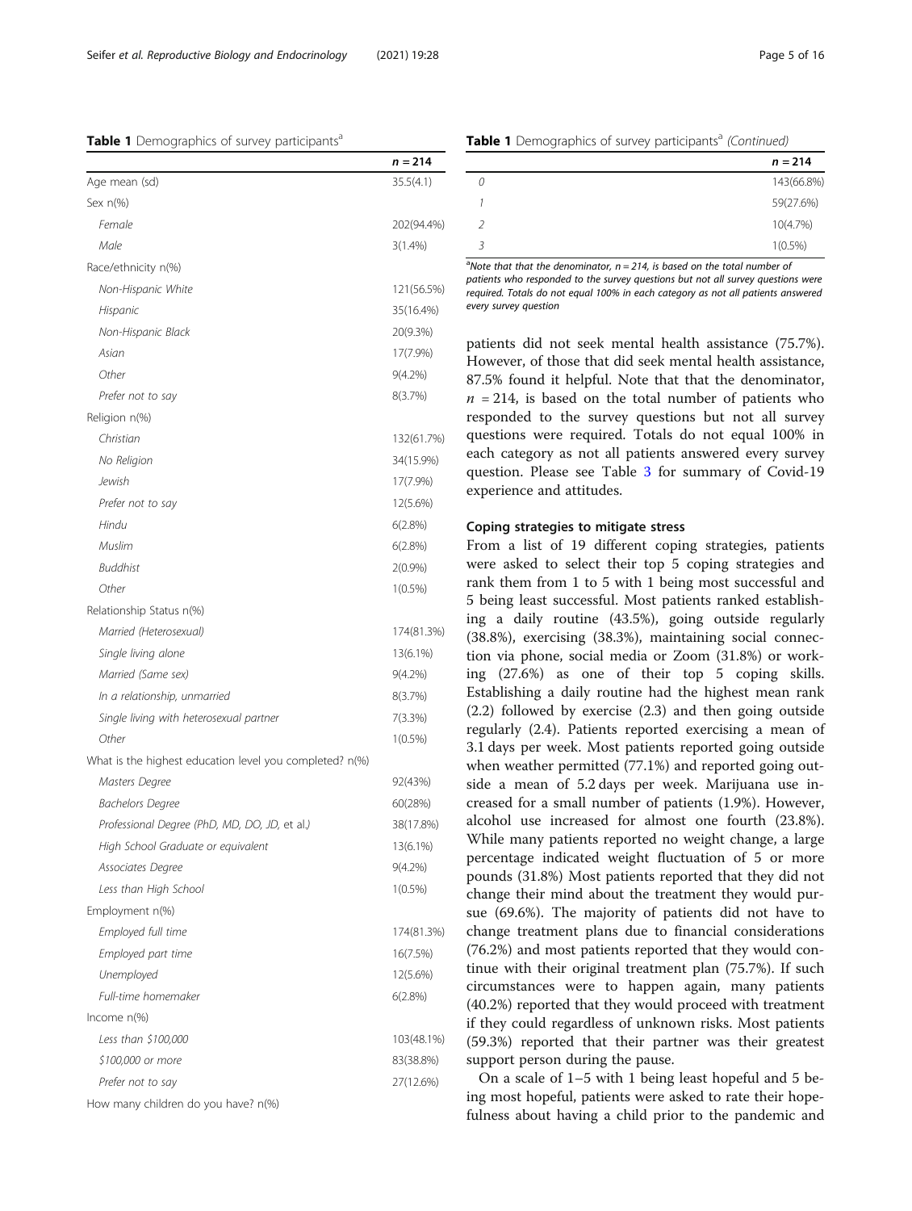**Table 1** Demographics of survey participants[a]

| | n = 214 |
|---|---|
| Age mean (sd) | 35.5(4.1) |
| Sex n(%) | |
| *Female* | 202(94.4%) |
| *Male* | 3(1.4%) |
| Race/ethnicity n(%) | |
| *Non-Hispanic White* | 121(56.5%) |
| *Hispanic* | 35(16.4%) |
| *Non-Hispanic Black* | 20(9.3%) |
| *Asian* | 17(7.9%) |
| *Other* | 9(4.2%) |
| *Prefer not to say* | 8(3.7%) |
| Religion n(%) | |
| *Christian* | 132(61.7%) |
| *No Religion* | 34(15.9%) |
| *Jewish* | 17(7.9%) |
| *Prefer not to say* | 12(5.6%) |
| *Hindu* | 6(2.8%) |
| *Muslim* | 6(2.8%) |
| *Buddhist* | 2(0.9%) |
| *Other* | 1(0.5%) |
| Relationship Status n(%) | |
| *Married (Heterosexual)* | 174(81.3%) |
| *Single living alone* | 13(6.1%) |
| *Married (Same sex)* | 9(4.2%) |
| *In a relationship, unmarried* | 8(3.7%) |
| *Single living with heterosexual partner* | 7(3.3%) |
| *Other* | 1(0.5%) |
| What is the highest education level you completed? n(%) | |
| *Masters Degree* | 92(43%) |
| *Bachelors Degree* | 60(28%) |
| *Professional Degree (PhD, MD, DO, JD, et al.)* | 38(17.8%) |
| *High School Graduate or equivalent* | 13(6.1%) |
| *Associates Degree* | 9(4.2%) |
| *Less than High School* | 1(0.5%) |
| Employment n(%) | |
| *Employed full time* | 174(81.3%) |
| *Employed part time* | 16(7.5%) |
| *Unemployed* | 12(5.6%) |
| *Full-time homemaker* | 6(2.8%) |
| Income n(%) | |
| *Less than $100,000* | 103(48.1%) |
| *$100,000 or more* | 83(38.8%) |
| *Prefer not to say* | 27(12.6%) |
| How many children do you have? n(%) | |
| *0* | 143(66.8%) |
| *1* | 59(27.6%) |
| *2* | 10(4.7%) |
| *3* | 1(0.5%) |

[a]*Note that that the denominator, n = 214, is based on the total number of patients who responded to the survey questions but not all survey questions were required. Totals do not equal 100% in each category as not all patients answered every survey question*

patients did not seek mental health assistance (75.7%). However, of those that did seek mental health assistance, 87.5% found it helpful. Note that that the denominator, $n$ = 214, is based on the total number of patients who responded to the survey questions but not all survey questions were required. Totals do not equal 100% in each category as not all patients answered every survey question. Please see Table 3 for summary of Covid-19 experience and attitudes.

### Coping strategies to mitigate stress

From a list of 19 different coping strategies, patients were asked to select their top 5 coping strategies and rank them from 1 to 5 with 1 being most successful and 5 being least successful. Most patients ranked establishing a daily routine (43.5%), going outside regularly (38.8%), exercising (38.3%), maintaining social connection via phone, social media or Zoom (31.8%) or working (27.6%) as one of their top 5 coping skills. Establishing a daily routine had the highest mean rank (2.2) followed by exercise (2.3) and then going outside regularly (2.4). Patients reported exercising a mean of 3.1 days per week. Most patients reported going outside when weather permitted (77.1%) and reported going outside a mean of 5.2 days per week. Marijuana use increased for a small number of patients (1.9%). However, alcohol use increased for almost one fourth (23.8%). While many patients reported no weight change, a large percentage indicated weight fluctuation of 5 or more pounds (31.8%) Most patients reported that they did not change their mind about the treatment they would pursue (69.6%). The majority of patients did not have to change treatment plans due to financial considerations (76.2%) and most patients reported that they would continue with their original treatment plan (75.7%). If such circumstances were to happen again, many patients (40.2%) reported that they would proceed with treatment if they could regardless of unknown risks. Most patients (59.3%) reported that their partner was their greatest support person during the pause.

On a scale of 1–5 with 1 being least hopeful and 5 being most hopeful, patients were asked to rate their hopefulness about having a child prior to the pandemic and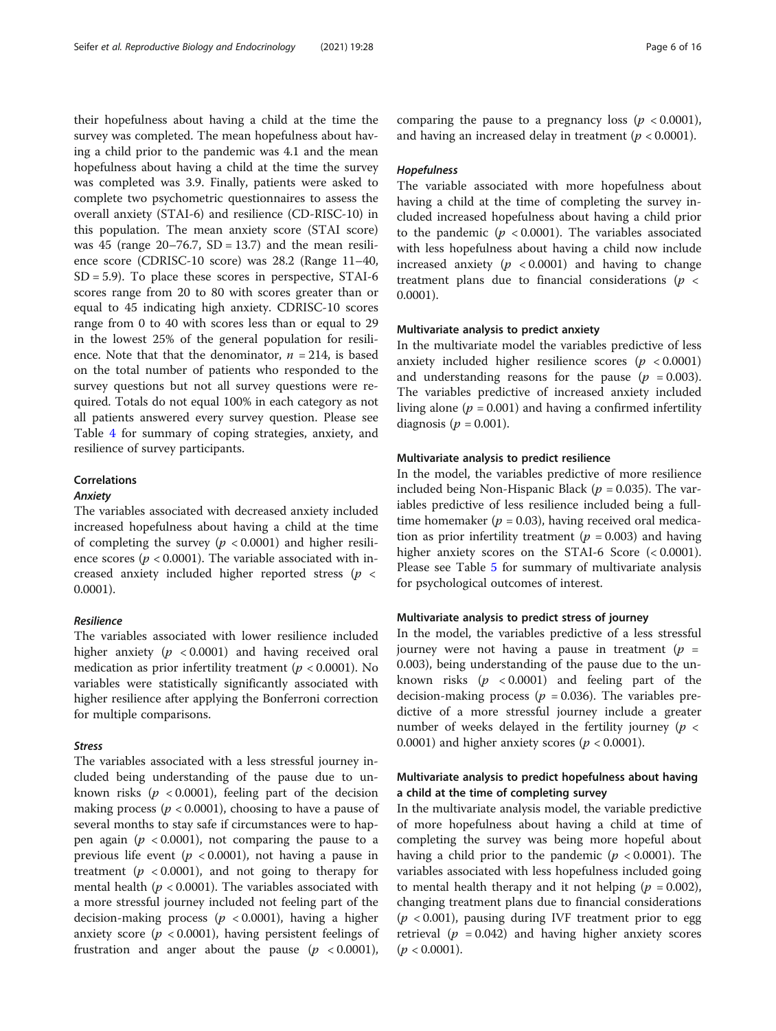their hopefulness about having a child at the time the survey was completed. The mean hopefulness about having a child prior to the pandemic was 4.1 and the mean hopefulness about having a child at the time the survey was completed was 3.9. Finally, patients were asked to complete two psychometric questionnaires to assess the overall anxiety (STAI-6) and resilience (CD-RISC-10) in this population. The mean anxiety score (STAI score) was 45 (range 20–76.7, SD = 13.7) and the mean resilience score (CDRISC-10 score) was 28.2 (Range 11–40, SD = 5.9). To place these scores in perspective, STAI-6 scores range from 20 to 80 with scores greater than or equal to 45 indicating high anxiety. CDRISC-10 scores range from 0 to 40 with scores less than or equal to 29 in the lowest 25% of the general population for resilience. Note that that the denominator, $n = 214$, is based on the total number of patients who responded to the survey questions but not all survey questions were required. Totals do not equal 100% in each category as not all patients answered every survey question. Please see Table 4 for summary of coping strategies, anxiety, and resilience of survey participants.

## Correlations

### *Anxiety*

The variables associated with decreased anxiety included increased hopefulness about having a child at the time of completing the survey ($p < 0.0001$) and higher resilience scores ($p < 0.0001$). The variable associated with increased anxiety included higher reported stress ($p < 0.0001$).

### *Resilience*

The variables associated with lower resilience included higher anxiety ($p < 0.0001$) and having received oral medication as prior infertility treatment ($p < 0.0001$). No variables were statistically significantly associated with higher resilience after applying the Bonferroni correction for multiple comparisons.

### *Stress*

The variables associated with a less stressful journey included being understanding of the pause due to unknown risks ($p < 0.0001$), feeling part of the decision making process ($p < 0.0001$), choosing to have a pause of several months to stay safe if circumstances were to happen again ($p < 0.0001$), not comparing the pause to a previous life event ($p < 0.0001$), not having a pause in treatment ($p < 0.0001$), and not going to therapy for mental health ($p < 0.0001$). The variables associated with a more stressful journey included not feeling part of the decision-making process ($p < 0.0001$), having a higher anxiety score ($p < 0.0001$), having persistent feelings of frustration and anger about the pause ($p < 0.0001$), comparing the pause to a pregnancy loss ($p < 0.0001$), and having an increased delay in treatment ($p < 0.0001$).

### *Hopefulness*

The variable associated with more hopefulness about having a child at the time of completing the survey included increased hopefulness about having a child prior to the pandemic ($p < 0.0001$). The variables associated with less hopefulness about having a child now include increased anxiety ($p < 0.0001$) and having to change treatment plans due to financial considerations ($p < 0.0001$).

## Multivariate analysis to predict anxiety

In the multivariate model the variables predictive of less anxiety included higher resilience scores ($p < 0.0001$) and understanding reasons for the pause ($p = 0.003$). The variables predictive of increased anxiety included living alone ($p = 0.001$) and having a confirmed infertility diagnosis ($p = 0.001$).

## Multivariate analysis to predict resilience

In the model, the variables predictive of more resilience included being Non-Hispanic Black ($p = 0.035$). The variables predictive of less resilience included being a full-time homemaker ($p = 0.03$), having received oral medication as prior infertility treatment ($p = 0.003$) and having higher anxiety scores on the STAI-6 Score ($< 0.0001$). Please see Table 5 for summary of multivariate analysis for psychological outcomes of interest.

## Multivariate analysis to predict stress of journey

In the model, the variables predictive of a less stressful journey were not having a pause in treatment ($p = 0.003$), being understanding of the pause due to the unknown risks ($p < 0.0001$) and feeling part of the decision-making process ($p = 0.036$). The variables predictive of a more stressful journey include a greater number of weeks delayed in the fertility journey ($p < 0.0001$) and higher anxiety scores ($p < 0.0001$).

## Multivariate analysis to predict hopefulness about having a child at the time of completing survey

In the multivariate analysis model, the variable predictive of more hopefulness about having a child at time of completing the survey was being more hopeful about having a child prior to the pandemic ($p < 0.0001$). The variables associated with less hopefulness included going to mental health therapy and it not helping ($p = 0.002$), changing treatment plans due to financial considerations ($p < 0.001$), pausing during IVF treatment prior to egg retrieval ($p = 0.042$) and having higher anxiety scores ($p < 0.0001$).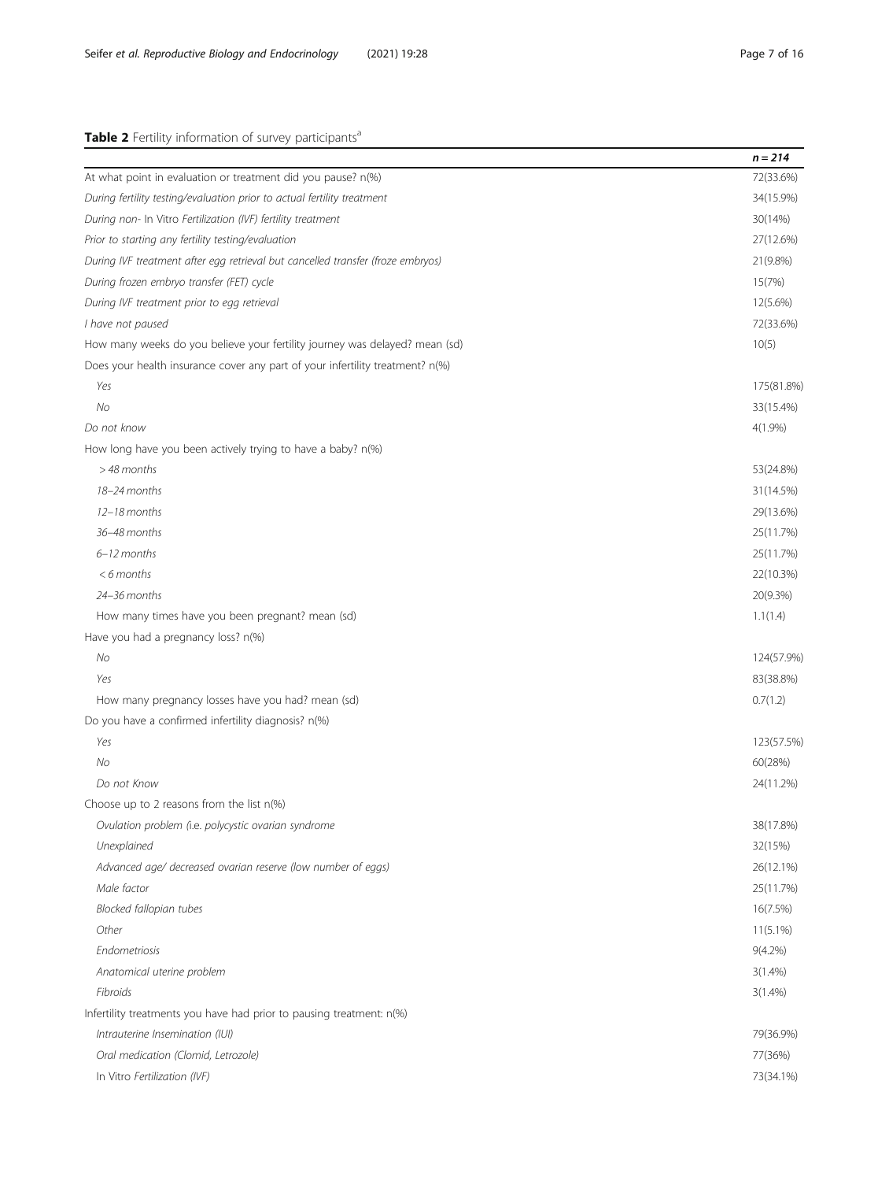**Table 2** Fertility information of survey participants[a]

| | *n* = 214 |
|---|---|
| At what point in evaluation or treatment did you pause? n(%) | 72(33.6%) |
| *During fertility testing/evaluation prior to actual fertility treatment* | 34(15.9%) |
| *During non- In Vitro Fertilization (IVF) fertility treatment* | 30(14%) |
| *Prior to starting any fertility testing/evaluation* | 27(12.6%) |
| *During IVF treatment after egg retrieval but cancelled transfer (froze embryos)* | 21(9.8%) |
| *During frozen embryo transfer (FET) cycle* | 15(7%) |
| *During IVF treatment prior to egg retrieval* | 12(5.6%) |
| *I have not paused* | 72(33.6%) |
| How many weeks do you believe your fertility journey was delayed? mean (sd) | 10(5) |
| Does your health insurance cover any part of your infertility treatment? n(%) | |
| *Yes* | 175(81.8%) |
| *No* | 33(15.4%) |
| *Do not know* | 4(1.9%) |
| How long have you been actively trying to have a baby? n(%) | |
| *> 48 months* | 53(24.8%) |
| *18–24 months* | 31(14.5%) |
| *12–18 months* | 29(13.6%) |
| *36–48 months* | 25(11.7%) |
| *6–12 months* | 25(11.7%) |
| *< 6 months* | 22(10.3%) |
| *24–36 months* | 20(9.3%) |
| How many times have you been pregnant? mean (sd) | 1.1(1.4) |
| Have you had a pregnancy loss? n(%) | |
| *No* | 124(57.9%) |
| *Yes* | 83(38.8%) |
| How many pregnancy losses have you had? mean (sd) | 0.7(1.2) |
| Do you have a confirmed infertility diagnosis? n(%) | |
| *Yes* | 123(57.5%) |
| *No* | 60(28%) |
| *Do not Know* | 24(11.2%) |
| Choose up to 2 reasons from the list n(%) | |
| *Ovulation problem (i.e. polycystic ovarian syndrome* | 38(17.8%) |
| *Unexplained* | 32(15%) |
| *Advanced age/ decreased ovarian reserve (low number of eggs)* | 26(12.1%) |
| *Male factor* | 25(11.7%) |
| *Blocked fallopian tubes* | 16(7.5%) |
| *Other* | 11(5.1%) |
| *Endometriosis* | 9(4.2%) |
| *Anatomical uterine problem* | 3(1.4%) |
| *Fibroids* | 3(1.4%) |
| Infertility treatments you have had prior to pausing treatment: n(%) | |
| *Intrauterine Insemination (IUI)* | 79(36.9%) |
| *Oral medication (Clomid, Letrozole)* | 77(36%) |
| In Vitro *Fertilization (IVF)* | 73(34.1%) |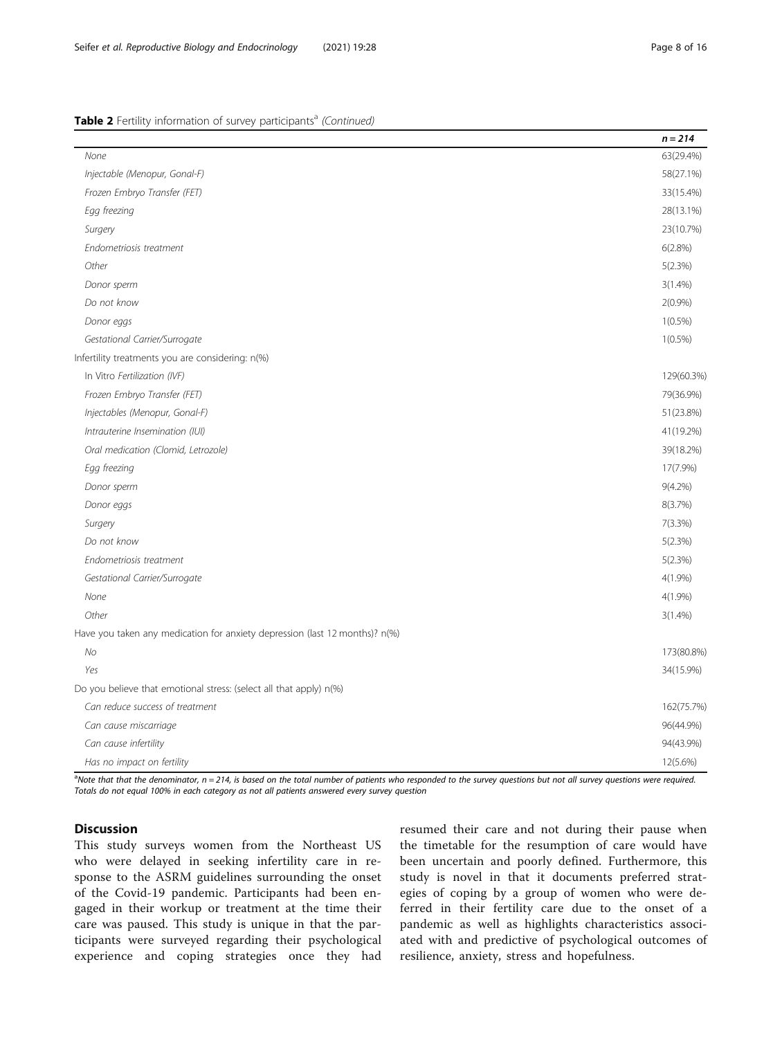**Table 2** Fertility information of survey participants[a] *(Continued)*

| | *n = 214* |
|---|---|
| *None* | 63(29.4%) |
| *Injectable (Menopur, Gonal-F)* | 58(27.1%) |
| *Frozen Embryo Transfer (FET)* | 33(15.4%) |
| *Egg freezing* | 28(13.1%) |
| *Surgery* | 23(10.7%) |
| *Endometriosis treatment* | 6(2.8%) |
| *Other* | 5(2.3%) |
| *Donor sperm* | 3(1.4%) |
| *Do not know* | 2(0.9%) |
| *Donor eggs* | 1(0.5%) |
| *Gestational Carrier/Surrogate* | 1(0.5%) |
| Infertility treatments you are considering: n(%) | |
| *In Vitro Fertilization (IVF)* | 129(60.3%) |
| *Frozen Embryo Transfer (FET)* | 79(36.9%) |
| *Injectables (Menopur, Gonal-F)* | 51(23.8%) |
| *Intrauterine Insemination (IUI)* | 41(19.2%) |
| *Oral medication (Clomid, Letrozole)* | 39(18.2%) |
| *Egg freezing* | 17(7.9%) |
| *Donor sperm* | 9(4.2%) |
| *Donor eggs* | 8(3.7%) |
| *Surgery* | 7(3.3%) |
| *Do not know* | 5(2.3%) |
| *Endometriosis treatment* | 5(2.3%) |
| *Gestational Carrier/Surrogate* | 4(1.9%) |
| *None* | 4(1.9%) |
| *Other* | 3(1.4%) |
| Have you taken any medication for anxiety depression (last 12 months)? n(%) | |
| *No* | 173(80.8%) |
| *Yes* | 34(15.9%) |
| Do you believe that emotional stress: (select all that apply) n(%) | |
| *Can reduce success of treatment* | 162(75.7%) |
| *Can cause miscarriage* | 96(44.9%) |
| *Can cause infertility* | 94(43.9%) |
| *Has no impact on fertility* | 12(5.6%) |

[a]*Note that that the denominator, n = 214, is based on the total number of patients who responded to the survey questions but not all survey questions were required. Totals do not equal 100% in each category as not all patients answered every survey question*

## Discussion

This study surveys women from the Northeast US who were delayed in seeking infertility care in response to the ASRM guidelines surrounding the onset of the Covid-19 pandemic. Participants had been engaged in their workup or treatment at the time their care was paused. This study is unique in that the participants were surveyed regarding their psychological experience and coping strategies once they had resumed their care and not during their pause when the timetable for the resumption of care would have been uncertain and poorly defined. Furthermore, this study is novel in that it documents preferred strategies of coping by a group of women who were deferred in their fertility care due to the onset of a pandemic as well as highlights characteristics associated with and predictive of psychological outcomes of resilience, anxiety, stress and hopefulness.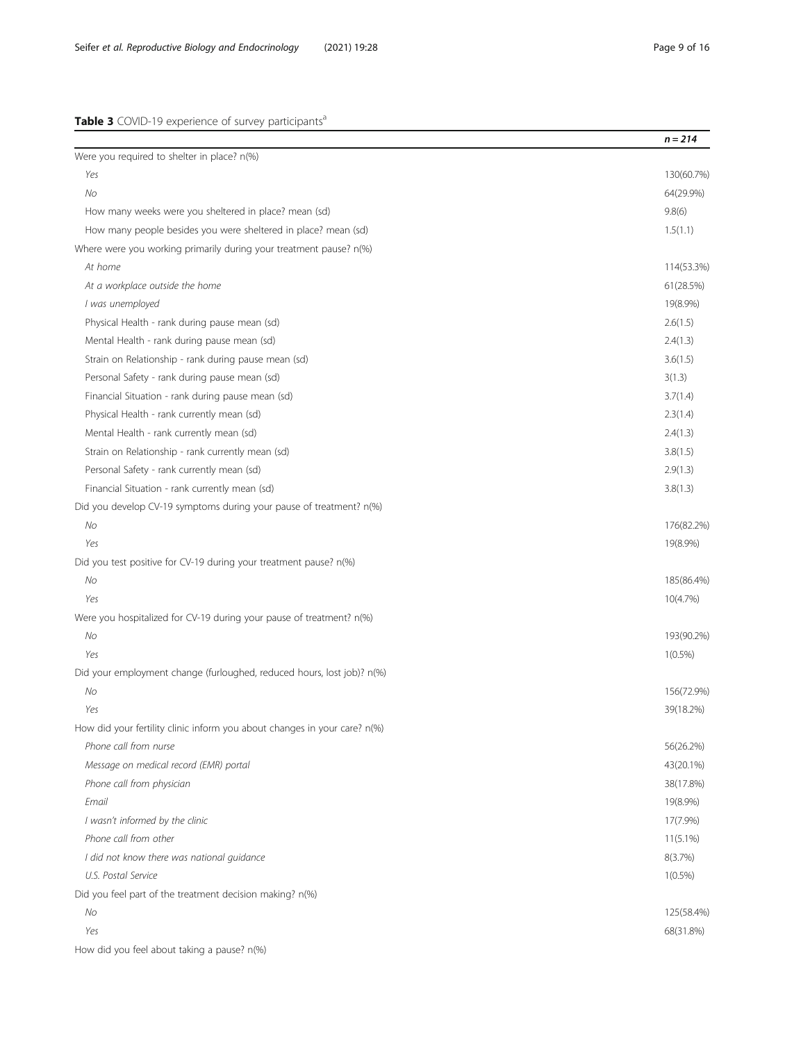**Table 3** COVID-19 experience of survey participants[a]

| | *n = 214* |
|---|---|
| Were you required to shelter in place? n(%) | |
| *Yes* | 130(60.7%) |
| *No* | 64(29.9%) |
| How many weeks were you sheltered in place? mean (sd) | 9.8(6) |
| How many people besides you were sheltered in place? mean (sd) | 1.5(1.1) |
| Where were you working primarily during your treatment pause? n(%) | |
| *At home* | 114(53.3%) |
| *At a workplace outside the home* | 61(28.5%) |
| *I was unemployed* | 19(8.9%) |
| Physical Health - rank during pause mean (sd) | 2.6(1.5) |
| Mental Health - rank during pause mean (sd) | 2.4(1.3) |
| Strain on Relationship - rank during pause mean (sd) | 3.6(1.5) |
| Personal Safety - rank during pause mean (sd) | 3(1.3) |
| Financial Situation - rank during pause mean (sd) | 3.7(1.4) |
| Physical Health - rank currently mean (sd) | 2.3(1.4) |
| Mental Health - rank currently mean (sd) | 2.4(1.3) |
| Strain on Relationship - rank currently mean (sd) | 3.8(1.5) |
| Personal Safety - rank currently mean (sd) | 2.9(1.3) |
| Financial Situation - rank currently mean (sd) | 3.8(1.3) |
| Did you develop CV-19 symptoms during your pause of treatment? n(%) | |
| *No* | 176(82.2%) |
| *Yes* | 19(8.9%) |
| Did you test positive for CV-19 during your treatment pause? n(%) | |
| *No* | 185(86.4%) |
| *Yes* | 10(4.7%) |
| Were you hospitalized for CV-19 during your pause of treatment? n(%) | |
| *No* | 193(90.2%) |
| *Yes* | 1(0.5%) |
| Did your employment change (furloughed, reduced hours, lost job)? n(%) | |
| *No* | 156(72.9%) |
| *Yes* | 39(18.2%) |
| How did your fertility clinic inform you about changes in your care? n(%) | |
| *Phone call from nurse* | 56(26.2%) |
| *Message on medical record (EMR) portal* | 43(20.1%) |
| *Phone call from physician* | 38(17.8%) |
| *Email* | 19(8.9%) |
| *I wasn't informed by the clinic* | 17(7.9%) |
| *Phone call from other* | 11(5.1%) |
| *I did not know there was national guidance* | 8(3.7%) |
| *U.S. Postal Service* | 1(0.5%) |
| Did you feel part of the treatment decision making? n(%) | |
| *No* | 125(58.4%) |
| *Yes* | 68(31.8%) |
| How did you feel about taking a pause? n(%) | |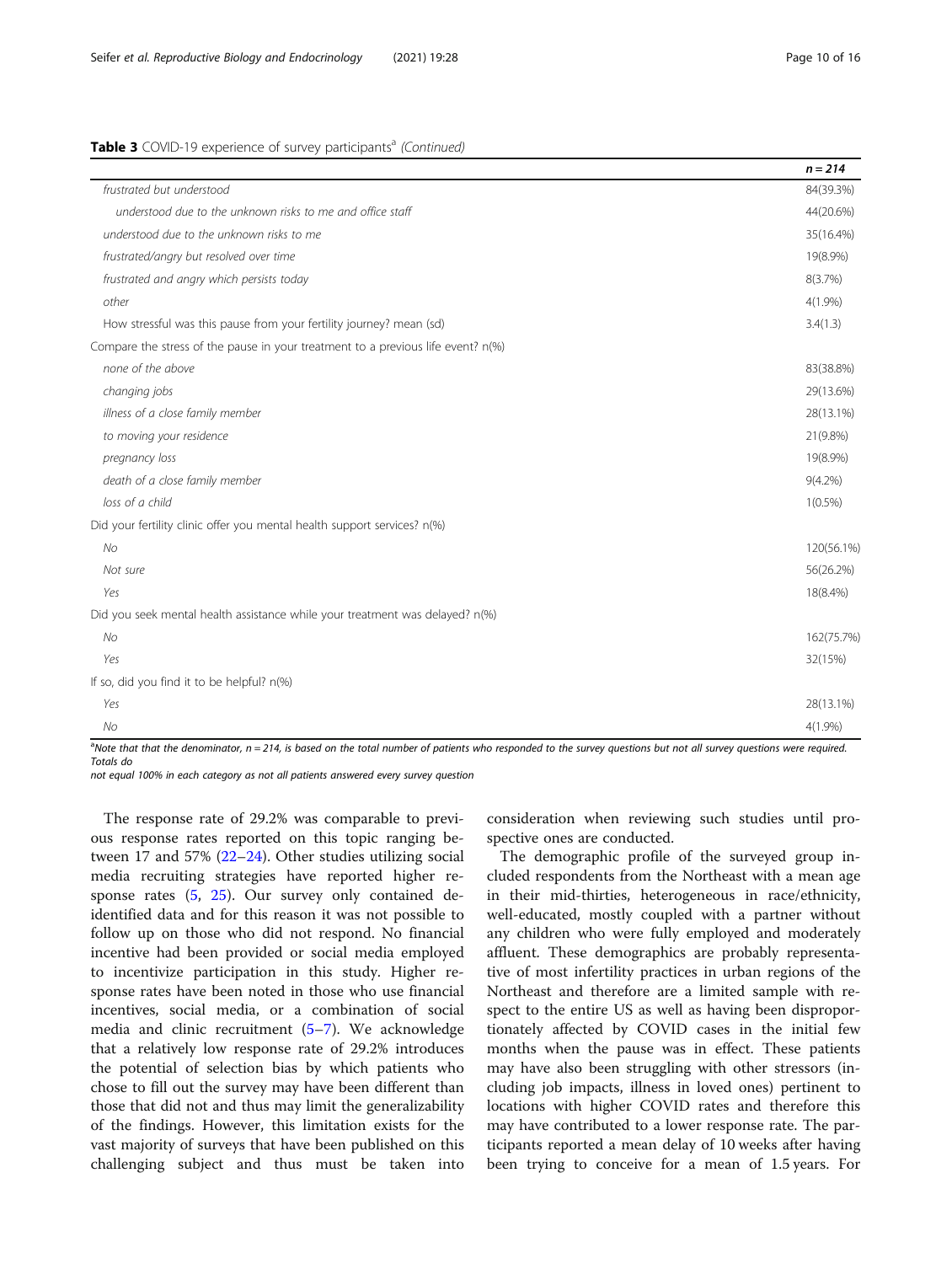**Table 3** COVID-19 experience of survey participants[a] *(Continued)*

| | *n* = 214 |
|---|---|
| *frustrated but understood* | 84(39.3%) |
| *understood due to the unknown risks to me and office staff* | 44(20.6%) |
| *understood due to the unknown risks to me* | 35(16.4%) |
| *frustrated/angry but resolved over time* | 19(8.9%) |
| *frustrated and angry which persists today* | 8(3.7%) |
| *other* | 4(1.9%) |
| How stressful was this pause from your fertility journey? mean (sd) | 3.4(1.3) |
| Compare the stress of the pause in your treatment to a previous life event? n(%) | |
| *none of the above* | 83(38.8%) |
| *changing jobs* | 29(13.6%) |
| *illness of a close family member* | 28(13.1%) |
| *to moving your residence* | 21(9.8%) |
| *pregnancy loss* | 19(8.9%) |
| *death of a close family member* | 9(4.2%) |
| *loss of a child* | 1(0.5%) |
| Did your fertility clinic offer you mental health support services? n(%) | |
| *No* | 120(56.1%) |
| *Not sure* | 56(26.2%) |
| *Yes* | 18(8.4%) |
| Did you seek mental health assistance while your treatment was delayed? n(%) | |
| *No* | 162(75.7%) |
| *Yes* | 32(15%) |
| If so, did you find it to be helpful? n(%) | |
| *Yes* | 28(13.1%) |
| *No* | 4(1.9%) |

[a]*Note that that the denominator, n = 214, is based on the total number of patients who responded to the survey questions but not all survey questions were required. Totals do not equal 100% in each category as not all patients answered every survey question*

The response rate of 29.2% was comparable to previous response rates reported on this topic ranging between 17 and 57% (22–24). Other studies utilizing social media recruiting strategies have reported higher response rates (5, 25). Our survey only contained de-identified data and for this reason it was not possible to follow up on those who did not respond. No financial incentive had been provided or social media employed to incentivize participation in this study. Higher response rates have been noted in those who use financial incentives, social media, or a combination of social media and clinic recruitment (5–7). We acknowledge that a relatively low response rate of 29.2% introduces the potential of selection bias by which patients who chose to fill out the survey may have been different than those that did not and thus may limit the generalizability of the findings. However, this limitation exists for the vast majority of surveys that have been published on this challenging subject and thus must be taken into consideration when reviewing such studies until prospective ones are conducted.

The demographic profile of the surveyed group included respondents from the Northeast with a mean age in their mid-thirties, heterogeneous in race/ethnicity, well-educated, mostly coupled with a partner without any children who were fully employed and moderately affluent. These demographics are probably representative of most infertility practices in urban regions of the Northeast and therefore are a limited sample with respect to the entire US as well as having been disproportionately affected by COVID cases in the initial few months when the pause was in effect. These patients may have also been struggling with other stressors (including job impacts, illness in loved ones) pertinent to locations with higher COVID rates and therefore this may have contributed to a lower response rate. The participants reported a mean delay of 10 weeks after having been trying to conceive for a mean of 1.5 years. For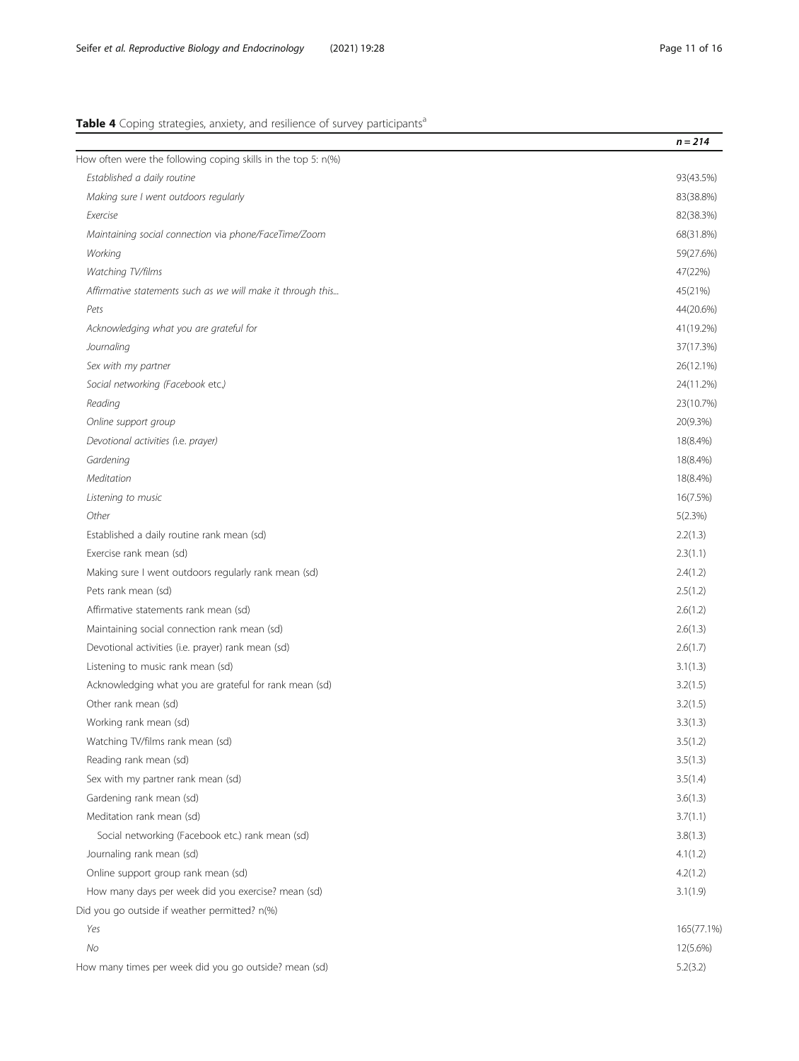**Table 4** Coping strategies, anxiety, and resilience of survey participants[a]

| | *n* = 214 |
|---|---|
| How often were the following coping skills in the top 5: n(%) | |
| *Established a daily routine* | 93(43.5%) |
| *Making sure I went outdoors regularly* | 83(38.8%) |
| *Exercise* | 82(38.3%) |
| *Maintaining social connection via phone/FaceTime/Zoom* | 68(31.8%) |
| *Working* | 59(27.6%) |
| *Watching TV/films* | 47(22%) |
| *Affirmative statements such as we will make it through this...* | 45(21%) |
| *Pets* | 44(20.6%) |
| *Acknowledging what you are grateful for* | 41(19.2%) |
| *Journaling* | 37(17.3%) |
| *Sex with my partner* | 26(12.1%) |
| *Social networking (Facebook etc.)* | 24(11.2%) |
| *Reading* | 23(10.7%) |
| *Online support group* | 20(9.3%) |
| *Devotional activities (i.e. prayer)* | 18(8.4%) |
| *Gardening* | 18(8.4%) |
| *Meditation* | 18(8.4%) |
| *Listening to music* | 16(7.5%) |
| *Other* | 5(2.3%) |
| Established a daily routine rank mean (sd) | 2.2(1.3) |
| Exercise rank mean (sd) | 2.3(1.1) |
| Making sure I went outdoors regularly rank mean (sd) | 2.4(1.2) |
| Pets rank mean (sd) | 2.5(1.2) |
| Affirmative statements rank mean (sd) | 2.6(1.2) |
| Maintaining social connection rank mean (sd) | 2.6(1.3) |
| Devotional activities (i.e. prayer) rank mean (sd) | 2.6(1.7) |
| Listening to music rank mean (sd) | 3.1(1.3) |
| Acknowledging what you are grateful for rank mean (sd) | 3.2(1.5) |
| Other rank mean (sd) | 3.2(1.5) |
| Working rank mean (sd) | 3.3(1.3) |
| Watching TV/films rank mean (sd) | 3.5(1.2) |
| Reading rank mean (sd) | 3.5(1.3) |
| Sex with my partner rank mean (sd) | 3.5(1.4) |
| Gardening rank mean (sd) | 3.6(1.3) |
| Meditation rank mean (sd) | 3.7(1.1) |
| Social networking (Facebook etc.) rank mean (sd) | 3.8(1.3) |
| Journaling rank mean (sd) | 4.1(1.2) |
| Online support group rank mean (sd) | 4.2(1.2) |
| How many days per week did you exercise? mean (sd) | 3.1(1.9) |
| Did you go outside if weather permitted? n(%) | |
| *Yes* | 165(77.1%) |
| *No* | 12(5.6%) |
| How many times per week did you go outside? mean (sd) | 5.2(3.2) |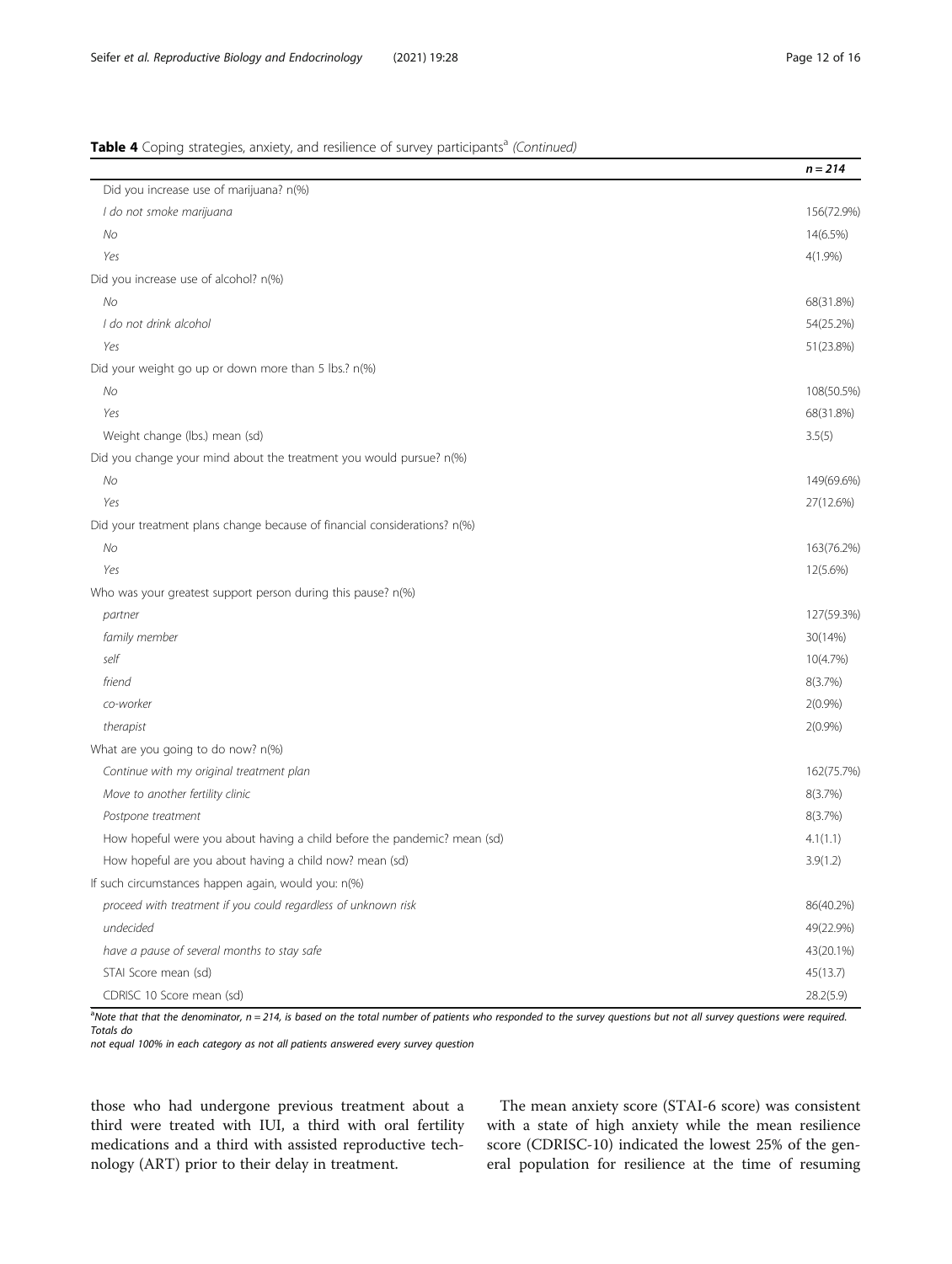**Table 4** Coping strategies, anxiety, and resilience of survey participants[a] *(Continued)*

| | *n = 214* |
|---|---|
| Did you increase use of marijuana? n(%) | |
| *I do not smoke marijuana* | 156(72.9%) |
| *No* | 14(6.5%) |
| *Yes* | 4(1.9%) |
| Did you increase use of alcohol? n(%) | |
| *No* | 68(31.8%) |
| *I do not drink alcohol* | 54(25.2%) |
| *Yes* | 51(23.8%) |
| Did your weight go up or down more than 5 lbs.? n(%) | |
| *No* | 108(50.5%) |
| *Yes* | 68(31.8%) |
| Weight change (lbs.) mean (sd) | 3.5(5) |
| Did you change your mind about the treatment you would pursue? n(%) | |
| *No* | 149(69.6%) |
| *Yes* | 27(12.6%) |
| Did your treatment plans change because of financial considerations? n(%) | |
| *No* | 163(76.2%) |
| *Yes* | 12(5.6%) |
| Who was your greatest support person during this pause? n(%) | |
| *partner* | 127(59.3%) |
| *family member* | 30(14%) |
| *self* | 10(4.7%) |
| *friend* | 8(3.7%) |
| *co-worker* | 2(0.9%) |
| *therapist* | 2(0.9%) |
| What are you going to do now? n(%) | |
| *Continue with my original treatment plan* | 162(75.7%) |
| *Move to another fertility clinic* | 8(3.7%) |
| *Postpone treatment* | 8(3.7%) |
| How hopeful were you about having a child before the pandemic? mean (sd) | 4.1(1.1) |
| How hopeful are you about having a child now? mean (sd) | 3.9(1.2) |
| If such circumstances happen again, would you: n(%) | |
| *proceed with treatment if you could regardless of unknown risk* | 86(40.2%) |
| *undecided* | 49(22.9%) |
| *have a pause of several months to stay safe* | 43(20.1%) |
| STAI Score mean (sd) | 45(13.7) |
| CDRISC 10 Score mean (sd) | 28.2(5.9) |

[a] *Note that that the denominator, n = 214, is based on the total number of patients who responded to the survey questions but not all survey questions were required. Totals do not equal 100% in each category as not all patients answered every survey question*

those who had undergone previous treatment about a third were treated with IUI, a third with oral fertility medications and a third with assisted reproductive technology (ART) prior to their delay in treatment.

The mean anxiety score (STAI-6 score) was consistent with a state of high anxiety while the mean resilience score (CDRISC-10) indicated the lowest 25% of the general population for resilience at the time of resuming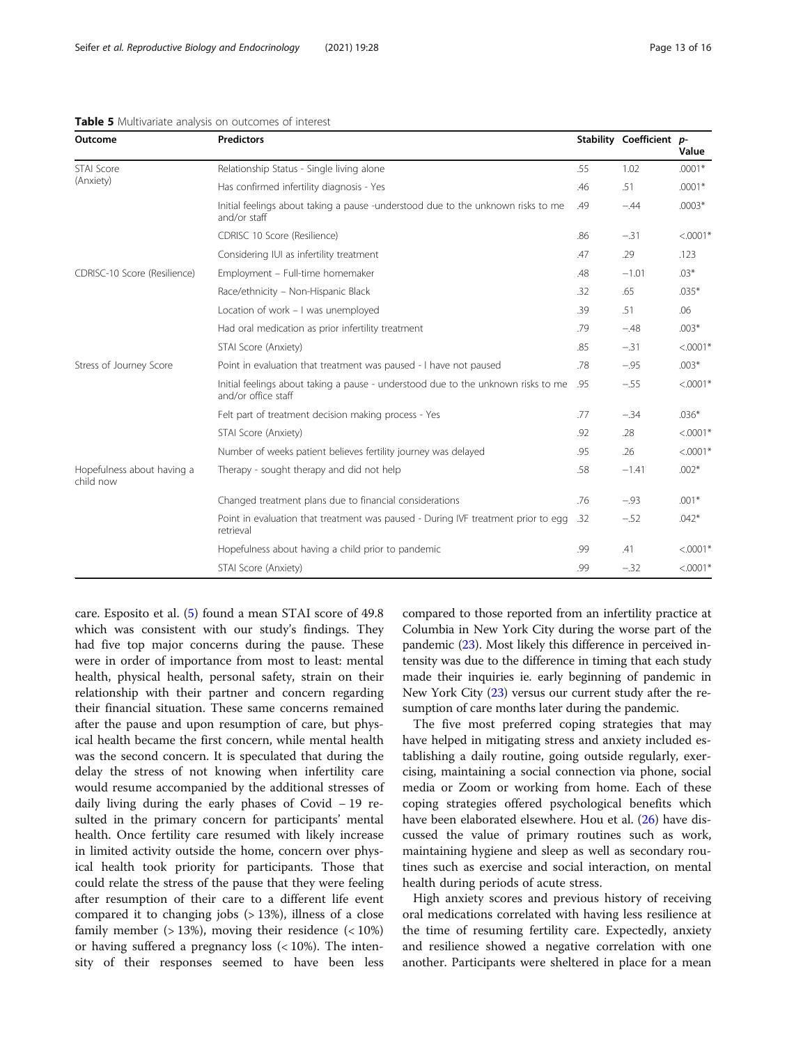**Table 5** Multivariate analysis on outcomes of interest

| Outcome | Predictors | Stability | Coefficient | p-Value |
|---|---|---|---|---|
| STAI Score (Anxiety) | Relationship Status - Single living alone | .55 | 1.02 | .0001* |
| | Has confirmed infertility diagnosis - Yes | .46 | .51 | .0001* |
| | Initial feelings about taking a pause -understood due to the unknown risks to me and/or staff | .49 | −.44 | .0003* |
| | CDRISC 10 Score (Resilience) | .86 | −.31 | <.0001* |
| | Considering IUI as infertility treatment | .47 | .29 | .123 |
| CDRISC-10 Score (Resilience) | Employment – Full-time homemaker | .48 | −1.01 | .03* |
| | Race/ethnicity – Non-Hispanic Black | .32 | .65 | .035* |
| | Location of work – I was unemployed | .39 | .51 | .06 |
| | Had oral medication as prior infertility treatment | .79 | −.48 | .003* |
| | STAI Score (Anxiety) | .85 | −.31 | <.0001* |
| Stress of Journey Score | Point in evaluation that treatment was paused - I have not paused | .78 | −.95 | .003* |
| | Initial feelings about taking a pause - understood due to the unknown risks to me and/or office staff | .95 | −.55 | <.0001* |
| | Felt part of treatment decision making process - Yes | .77 | −.34 | .036* |
| | STAI Score (Anxiety) | .92 | .28 | <.0001* |
| | Number of weeks patient believes fertility journey was delayed | .95 | .26 | <.0001* |
| Hopefulness about having a child now | Therapy - sought therapy and did not help | .58 | −1.41 | .002* |
| | Changed treatment plans due to financial considerations | .76 | −.93 | .001* |
| | Point in evaluation that treatment was paused - During IVF treatment prior to egg retrieval | .32 | −.52 | .042* |
| | Hopefulness about having a child prior to pandemic | .99 | .41 | <.0001* |
| | STAI Score (Anxiety) | .99 | −.32 | <.0001* |

care. Esposito et al. (5) found a mean STAI score of 49.8 which was consistent with our study's findings. They had five top major concerns during the pause. These were in order of importance from most to least: mental health, physical health, personal safety, strain on their relationship with their partner and concern regarding their financial situation. These same concerns remained after the pause and upon resumption of care, but physical health became the first concern, while mental health was the second concern. It is speculated that during the delay the stress of not knowing when infertility care would resume accompanied by the additional stresses of daily living during the early phases of Covid – 19 resulted in the primary concern for participants' mental health. Once fertility care resumed with likely increase in limited activity outside the home, concern over physical health took priority for participants. Those that could relate the stress of the pause that they were feeling after resumption of their care to a different life event compared it to changing jobs (> 13%), illness of a close family member (> 13%), moving their residence (< 10%) or having suffered a pregnancy loss (< 10%). The intensity of their responses seemed to have been less compared to those reported from an infertility practice at Columbia in New York City during the worse part of the pandemic (23). Most likely this difference in perceived intensity was due to the difference in timing that each study made their inquiries ie. early beginning of pandemic in New York City (23) versus our current study after the resumption of care months later during the pandemic.

The five most preferred coping strategies that may have helped in mitigating stress and anxiety included establishing a daily routine, going outside regularly, exercising, maintaining a social connection via phone, social media or Zoom or working from home. Each of these coping strategies offered psychological benefits which have been elaborated elsewhere. Hou et al. (26) have discussed the value of primary routines such as work, maintaining hygiene and sleep as well as secondary routines such as exercise and social interaction, on mental health during periods of acute stress.

High anxiety scores and previous history of receiving oral medications correlated with having less resilience at the time of resuming fertility care. Expectedly, anxiety and resilience showed a negative correlation with one another. Participants were sheltered in place for a mean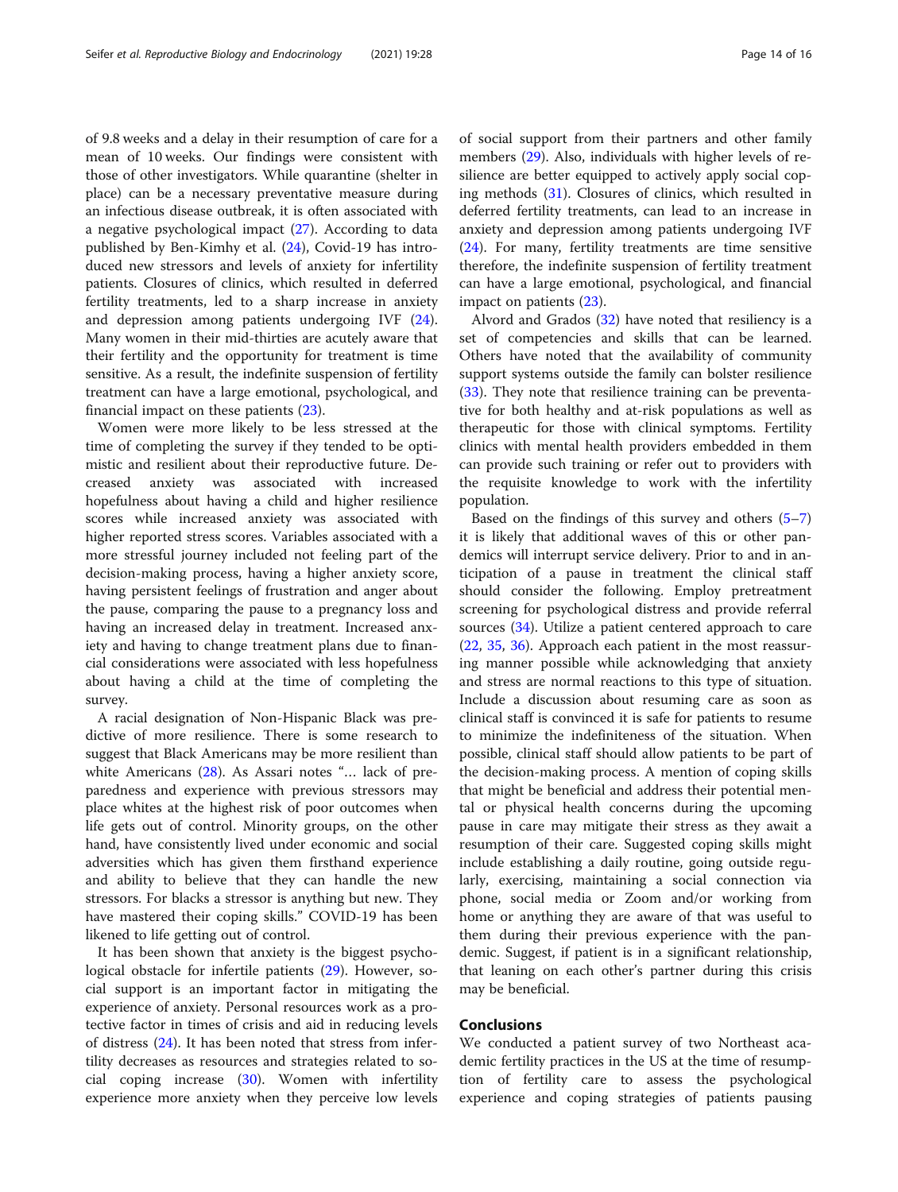of 9.8 weeks and a delay in their resumption of care for a mean of 10 weeks. Our findings were consistent with those of other investigators. While quarantine (shelter in place) can be a necessary preventative measure during an infectious disease outbreak, it is often associated with a negative psychological impact (27). According to data published by Ben-Kimhy et al. (24), Covid-19 has introduced new stressors and levels of anxiety for infertility patients. Closures of clinics, which resulted in deferred fertility treatments, led to a sharp increase in anxiety and depression among patients undergoing IVF (24). Many women in their mid-thirties are acutely aware that their fertility and the opportunity for treatment is time sensitive. As a result, the indefinite suspension of fertility treatment can have a large emotional, psychological, and financial impact on these patients (23).

Women were more likely to be less stressed at the time of completing the survey if they tended to be optimistic and resilient about their reproductive future. Decreased anxiety was associated with increased hopefulness about having a child and higher resilience scores while increased anxiety was associated with higher reported stress scores. Variables associated with a more stressful journey included not feeling part of the decision-making process, having a higher anxiety score, having persistent feelings of frustration and anger about the pause, comparing the pause to a pregnancy loss and having an increased delay in treatment. Increased anxiety and having to change treatment plans due to financial considerations were associated with less hopefulness about having a child at the time of completing the survey.

A racial designation of Non-Hispanic Black was predictive of more resilience. There is some research to suggest that Black Americans may be more resilient than white Americans (28). As Assari notes "… lack of preparedness and experience with previous stressors may place whites at the highest risk of poor outcomes when life gets out of control. Minority groups, on the other hand, have consistently lived under economic and social adversities which has given them firsthand experience and ability to believe that they can handle the new stressors. For blacks a stressor is anything but new. They have mastered their coping skills." COVID-19 has been likened to life getting out of control.

It has been shown that anxiety is the biggest psychological obstacle for infertile patients (29). However, social support is an important factor in mitigating the experience of anxiety. Personal resources work as a protective factor in times of crisis and aid in reducing levels of distress (24). It has been noted that stress from infertility decreases as resources and strategies related to social coping increase (30). Women with infertility experience more anxiety when they perceive low levels of social support from their partners and other family members (29). Also, individuals with higher levels of resilience are better equipped to actively apply social coping methods (31). Closures of clinics, which resulted in deferred fertility treatments, can lead to an increase in anxiety and depression among patients undergoing IVF (24). For many, fertility treatments are time sensitive therefore, the indefinite suspension of fertility treatment can have a large emotional, psychological, and financial impact on patients (23).

Alvord and Grados (32) have noted that resiliency is a set of competencies and skills that can be learned. Others have noted that the availability of community support systems outside the family can bolster resilience (33). They note that resilience training can be preventative for both healthy and at-risk populations as well as therapeutic for those with clinical symptoms. Fertility clinics with mental health providers embedded in them can provide such training or refer out to providers with the requisite knowledge to work with the infertility population.

Based on the findings of this survey and others (5–7) it is likely that additional waves of this or other pandemics will interrupt service delivery. Prior to and in anticipation of a pause in treatment the clinical staff should consider the following. Employ pretreatment screening for psychological distress and provide referral sources (34). Utilize a patient centered approach to care (22, 35, 36). Approach each patient in the most reassuring manner possible while acknowledging that anxiety and stress are normal reactions to this type of situation. Include a discussion about resuming care as soon as clinical staff is convinced it is safe for patients to resume to minimize the indefiniteness of the situation. When possible, clinical staff should allow patients to be part of the decision-making process. A mention of coping skills that might be beneficial and address their potential mental or physical health concerns during the upcoming pause in care may mitigate their stress as they await a resumption of their care. Suggested coping skills might include establishing a daily routine, going outside regularly, exercising, maintaining a social connection via phone, social media or Zoom and/or working from home or anything they are aware of that was useful to them during their previous experience with the pandemic. Suggest, if patient is in a significant relationship, that leaning on each other's partner during this crisis may be beneficial.

## Conclusions

We conducted a patient survey of two Northeast academic fertility practices in the US at the time of resumption of fertility care to assess the psychological experience and coping strategies of patients pausing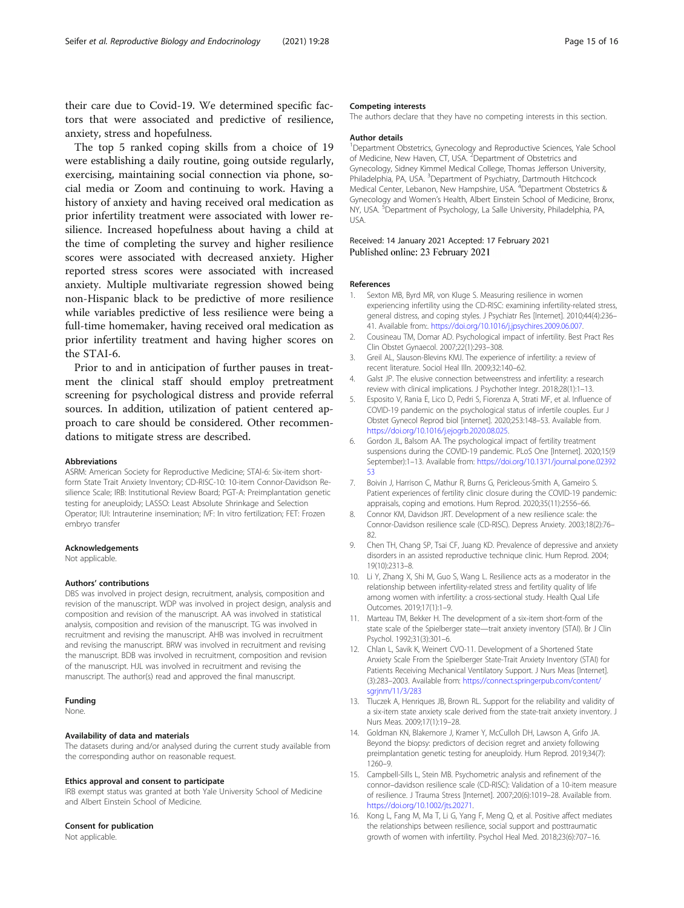their care due to Covid-19. We determined specific factors that were associated and predictive of resilience, anxiety, stress and hopefulness.

The top 5 ranked coping skills from a choice of 19 were establishing a daily routine, going outside regularly, exercising, maintaining social connection via phone, social media or Zoom and continuing to work. Having a history of anxiety and having received oral medication as prior infertility treatment were associated with lower resilience. Increased hopefulness about having a child at the time of completing the survey and higher resilience scores were associated with decreased anxiety. Higher reported stress scores were associated with increased anxiety. Multiple multivariate regression showed being non-Hispanic black to be predictive of more resilience while variables predictive of less resilience were being a full-time homemaker, having received oral medication as prior infertility treatment and having higher scores on the STAI-6.

Prior to and in anticipation of further pauses in treatment the clinical staff should employ pretreatment screening for psychological distress and provide referral sources. In addition, utilization of patient centered approach to care should be considered. Other recommendations to mitigate stress are described.

#### Abbreviations

ASRM: American Society for Reproductive Medicine; STAI-6: Six-item short-form State Trait Anxiety Inventory; CD-RISC-10: 10-item Connor-Davidson Resilience Scale; IRB: Institutional Review Board; PGT-A: Preimplantation genetic testing for aneuploidy; LASSO: Least Absolute Shrinkage and Selection Operator; IUI: Intrauterine insemination; IVF: In vitro fertilization; FET: Frozen embryo transfer

#### Acknowledgements

Not applicable.

#### Authors' contributions

DBS was involved in project design, recruitment, analysis, composition and revision of the manuscript. WDP was involved in project design, analysis and composition and revision of the manuscript. AA was involved in statistical analysis, composition and revision of the manuscript. TG was involved in recruitment and revising the manuscript. AHB was involved in recruitment and revising the manuscript. BRW was involved in recruitment and revising the manuscript. BDB was involved in recruitment, composition and revision of the manuscript. HJL was involved in recruitment and revising the manuscript. The author(s) read and approved the final manuscript.

#### Funding

None.

#### Availability of data and materials

The datasets during and/or analysed during the current study available from the corresponding author on reasonable request.

#### Ethics approval and consent to participate

IRB exempt status was granted at both Yale University School of Medicine and Albert Einstein School of Medicine.

#### Consent for publication

Not applicable.

#### Competing interests

The authors declare that they have no competing interests in this section.

#### Author details

[1]Department Obstetrics, Gynecology and Reproductive Sciences, Yale School of Medicine, New Haven, CT, USA. [2]Department of Obstetrics and Gynecology, Sidney Kimmel Medical College, Thomas Jefferson University, Philadelphia, PA, USA. [3]Department of Psychiatry, Dartmouth Hitchcock Medical Center, Lebanon, New Hampshire, USA. [4]Department Obstetrics & Gynecology and Women's Health, Albert Einstein School of Medicine, Bronx, NY, USA. [5]Department of Psychology, La Salle University, Philadelphia, PA, USA.

Received: 14 January 2021 Accepted: 17 February 2021
Published online: 23 February 2021

#### References

1. Sexton MB, Byrd MR, von Kluge S. Measuring resilience in women experiencing infertility using the CD-RISC: examining infertility-related stress, general distress, and coping styles. J Psychiatr Res [Internet]. 2010;44(4):236–41. Available from:. https://doi.org/10.1016/j.jpsychires.2009.06.007.
2. Cousineau TM, Domar AD. Psychological impact of infertility. Best Pract Res Clin Obstet Gynaecol. 2007;22(1):293–308.
3. Greil AL, Slauson-Blevins KMJ. The experience of infertility: a review of recent literature. Sociol Heal Illn. 2009;32:140–62.
4. Galst JP. The elusive connection betweenstress and infertility: a research review with clinical implications. J Psychother Integr. 2018;28(1):1–13.
5. Esposito V, Rania E, Lico D, Pedri S, Fiorenza A, Strati MF, et al. Influence of COVID-19 pandemic on the psychological status of infertile couples. Eur J Obstet Gynecol Reprod biol [internet]. 2020;253:148–53. Available from. https://doi.org/10.1016/j.ejogrb.2020.08.025.
6. Gordon JL, Balsom AA. The psychological impact of fertility treatment suspensions during the COVID-19 pandemic. PLoS One [Internet]. 2020;15(9 September):1–13. Available from: https://doi.org/10.1371/journal.pone.0239253
7. Boivin J, Harrison C, Mathur R, Burns G, Pericleous-Smith A, Gameiro S. Patient experiences of fertility clinic closure during the COVID-19 pandemic: appraisals, coping and emotions. Hum Reprod. 2020;35(11):2556–66.
8. Connor KM, Davidson JRT. Development of a new resilience scale: the Connor-Davidson resilience scale (CD-RISC). Depress Anxiety. 2003;18(2):76–82.
9. Chen TH, Chang SP, Tsai CF, Juang KD. Prevalence of depressive and anxiety disorders in an assisted reproductive technique clinic. Hum Reprod. 2004;19(10):2313–8.
10. Li Y, Zhang X, Shi M, Guo S, Wang L. Resilience acts as a moderator in the relationship between infertility-related stress and fertility quality of life among women with infertility: a cross-sectional study. Health Qual Life Outcomes. 2019;17(1):1–9.
11. Marteau TM, Bekker H. The development of a six-item short-form of the state scale of the Spielberger state—trait anxiety inventory (STAI). Br J Clin Psychol. 1992;31(3):301–6.
12. Chlan L, Savik K, Weinert CVO-11. Development of a Shortened State Anxiety Scale From the Spielberger State-Trait Anxiety Inventory (STAI) for Patients Receiving Mechanical Ventilatory Support. J Nurs Meas [Internet]. (3):283–2003. Available from: https://connect.springerpub.com/content/sgrjnm/11/3/283
13. Tluczek A, Henriques JB, Brown RL. Support for the reliability and validity of a six-item state anxiety scale derived from the state-trait anxiety inventory. J Nurs Meas. 2009;17(1):19–28.
14. Goldman KN, Blakemore J, Kramer Y, McCulloh DH, Lawson A, Grifo JA. Beyond the biopsy: predictors of decision regret and anxiety following preimplantation genetic testing for aneuploidy. Hum Reprod. 2019;34(7):1260–9.
15. Campbell-Sills L, Stein MB. Psychometric analysis and refinement of the connor–davidson resilience scale (CD-RISC): Validation of a 10-item measure of resilience. J Trauma Stress [Internet]. 2007;20(6):1019–28. Available from. https://doi.org/10.1002/jts.20271.
16. Kong L, Fang M, Ma T, Li G, Yang F, Meng Q, et al. Positive affect mediates the relationships between resilience, social support and posttraumatic growth of women with infertility. Psychol Heal Med. 2018;23(6):707–16.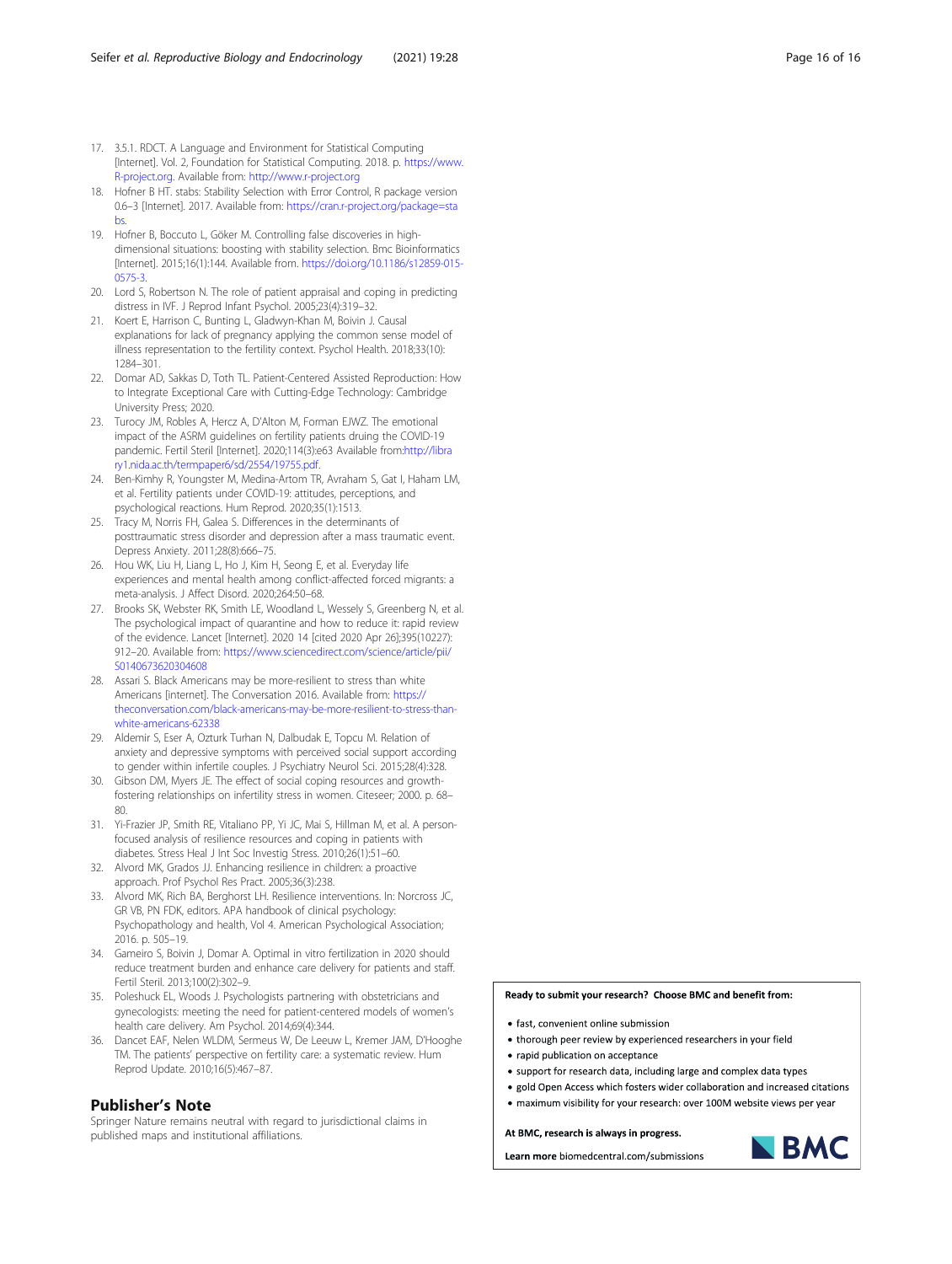17. 3.5.1. RDCT. A Language and Environment for Statistical Computing [Internet]. Vol. 2, Foundation for Statistical Computing. 2018. p. https://www.R-project.org. Available from: http://www.r-project.org
18. Hofner B HT. stabs: Stability Selection with Error Control, R package version 0.6–3 [Internet]. 2017. Available from: https://cran.r-project.org/package=stabs.
19. Hofner B, Boccuto L, Göker M. Controlling false discoveries in high-dimensional situations: boosting with stability selection. Bmc Bioinformatics [Internet]. 2015;16(1):144. Available from. https://doi.org/10.1186/s12859-015-0575-3.
20. Lord S, Robertson N. The role of patient appraisal and coping in predicting distress in IVF. J Reprod Infant Psychol. 2005;23(4):319–32.
21. Koert E, Harrison C, Bunting L, Gladwyn-Khan M, Boivin J. Causal explanations for lack of pregnancy applying the common sense model of illness representation to the fertility context. Psychol Health. 2018;33(10):1284–301.
22. Domar AD, Sakkas D, Toth TL. Patient-Centered Assisted Reproduction: How to Integrate Exceptional Care with Cutting-Edge Technology: Cambridge University Press; 2020.
23. Turocy JM, Robles A, Hercz A, D'Alton M, Forman EJWZ. The emotional impact of the ASRM guidelines on fertility patients druing the COVID-19 pandemic. Fertil Steril [Internet]. 2020;114(3):e63 Available from:http://library1.nida.ac.th/termpaper6/sd/2554/19755.pdf.
24. Ben-Kimhy R, Youngster M, Medina-Artom TR, Avraham S, Gat I, Haham LM, et al. Fertility patients under COVID-19: attitudes, perceptions, and psychological reactions. Hum Reprod. 2020;35(1):1513.
25. Tracy M, Norris FH, Galea S. Differences in the determinants of posttraumatic stress disorder and depression after a mass traumatic event. Depress Anxiety. 2011;28(8):666–75.
26. Hou WK, Liu H, Liang L, Ho J, Kim H, Seong E, et al. Everyday life experiences and mental health among conflict-affected forced migrants: a meta-analysis. J Affect Disord. 2020;264:50–68.
27. Brooks SK, Webster RK, Smith LE, Woodland L, Wessely S, Greenberg N, et al. The psychological impact of quarantine and how to reduce it: rapid review of the evidence. Lancet [Internet]. 2020 14 [cited 2020 Apr 26];395(10227):912–20. Available from: https://www.sciencedirect.com/science/article/pii/S0140673620304608
28. Assari S. Black Americans may be more-resilient to stress than white Americans [internet]. The Conversation 2016. Available from: https://theconversation.com/black-americans-may-be-more-resilient-to-stress-than-white-americans-62338
29. Aldemir S, Eser A, Ozturk Turhan N, Dalbudak E, Topcu M. Relation of anxiety and depressive symptoms with perceived social support according to gender within infertile couples. J Psychiatry Neurol Sci. 2015;28(4):328.
30. Gibson DM, Myers JE. The effect of social coping resources and growth-fostering relationships on infertility stress in women. Citeseer; 2000. p. 68–80.
31. Yi-Frazier JP, Smith RE, Vitaliano PP, Yi JC, Mai S, Hillman M, et al. A person-focused analysis of resilience resources and coping in patients with diabetes. Stress Heal J Int Soc Investig Stress. 2010;26(1):51–60.
32. Alvord MK, Grados JJ. Enhancing resilience in children: a proactive approach. Prof Psychol Res Pract. 2005;36(3):238.
33. Alvord MK, Rich BA, Berghorst LH. Resilience interventions. In: Norcross JC, GR VB, PN FDK, editors. APA handbook of clinical psychology: Psychopathology and health, Vol 4. American Psychological Association; 2016. p. 505–19.
34. Gameiro S, Boivin J, Domar A. Optimal in vitro fertilization in 2020 should reduce treatment burden and enhance care delivery for patients and staff. Fertil Steril. 2013;100(2):302–9.
35. Poleshuck EL, Woods J. Psychologists partnering with obstetricians and gynecologists: meeting the need for patient-centered models of women's health care delivery. Am Psychol. 2014;69(4):344.
36. Dancet EAF, Nelen WLDM, Sermeus W, De Leeuw L, Kremer JAM, D'Hooghe TM. The patients' perspective on fertility care: a systematic review. Hum Reprod Update. 2010;16(5):467–87.

## Publisher's Note

Springer Nature remains neutral with regard to jurisdictional claims in published maps and institutional affiliations.

**Ready to submit your research? Choose BMC and benefit from:**

- fast, convenient online submission
- thorough peer review by experienced researchers in your field
- rapid publication on acceptance
- support for research data, including large and complex data types
- gold Open Access which fosters wider collaboration and increased citations
- maximum visibility for your research: over 100M website views per year

**At BMC, research is always in progress.**

**Learn more** biomedcentral.com/submissions

BMC